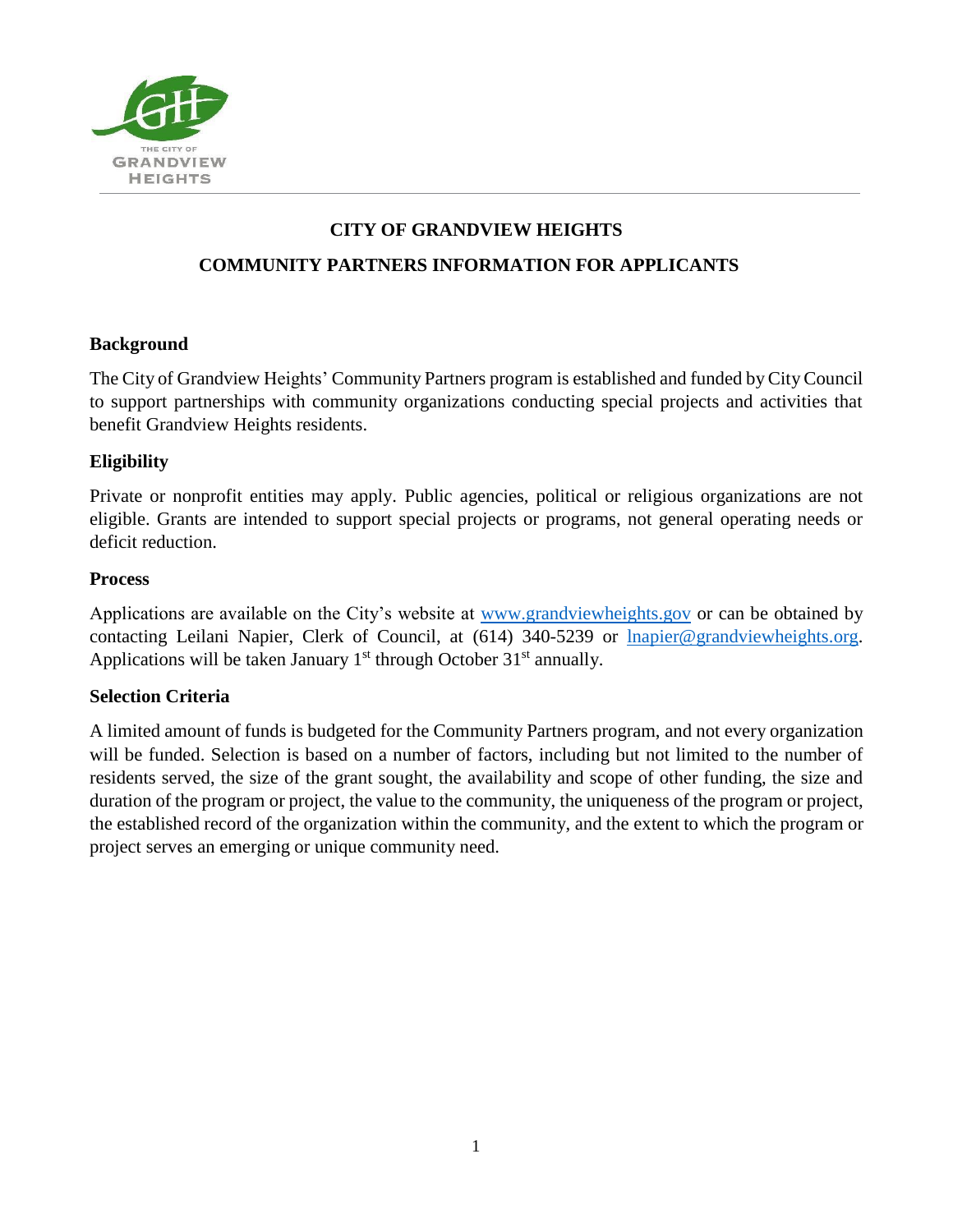# CITY OF GRANDVIEW HEIGHTS

## COMMUNITY PARTNERS INFORMATION FOR APPLICANTS

### Background

The City of Grandview Heights' Community Partners program is established and funded by City Council to support partnerships with community organizations conducting special projects and activities that benefit Grandview Heights residents.

### Eligibility

Private or nonprofit entities may apply. Public agencies, political or religious organizations are not eligible. Grants are intended to support special projects or programs, not general operating needs or deficit reduction.

### Process

Applications are available on the City's website at [www.grandviewheights.gov](http://www.grandviewheights.gov) or can be obtained by contacting Leilani Napier, Clerk of Council, at (614) 340-5239 or [lnapier@grandviewheights.org](mailto:lnapier@grandviewheights.org). Applications will be taken January 1st through October 31st annually.

### Selection Criteria

A limited amount of funds is budgeted for the Community Partners program, and not every organization will be funded. Selection is based on a number of factors, including but not limited to the number of residents served, the size of the grant sought, the availability and scope of other funding, the size and duration of the program or project, the value to the community, the uniqueness of the program or project, the established record of the organization within the community, and the extent to which the program or project serves an emerging or unique community need.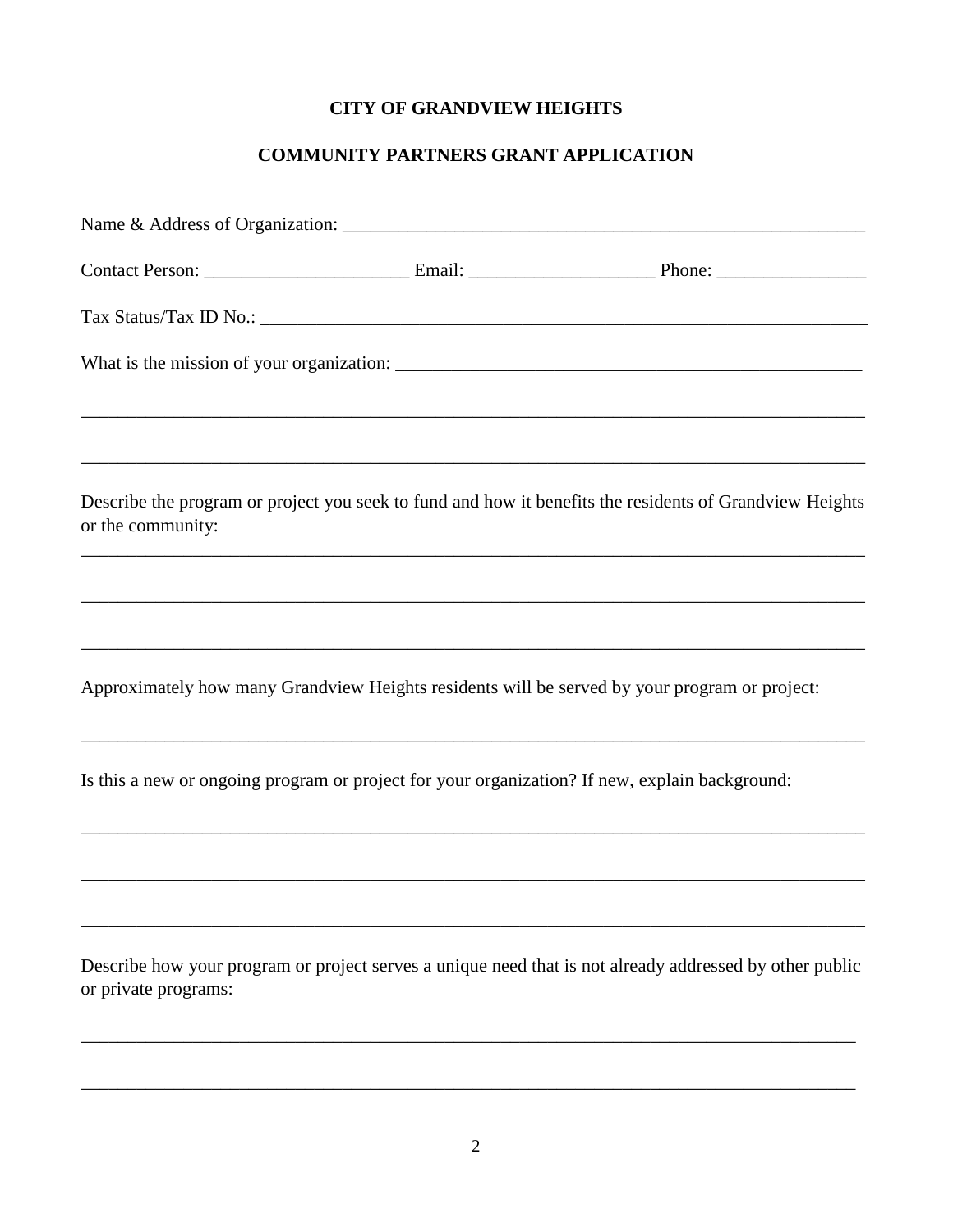**CITY OF GRANDVIEW HEIGHTS**

**COMMUNITY PARTNERS GRANT APPLICATION**

Name & Address of Organization: ___________________________________________________________

Contact Person: ______________________ Email: ____________________ Phone: ________________

Tax Status/Tax ID No.: ___________________________________________________________________

What is the mission of your organization: _____________________________________________________

______________________________________________________________________________________

______________________________________________________________________________________

Describe the program or project you seek to fund and how it benefits the residents of Grandview Heights or the community:

______________________________________________________________________________________

______________________________________________________________________________________

______________________________________________________________________________________

Approximately how many Grandview Heights residents will be served by your program or project:

______________________________________________________________________________________

Is this a new or ongoing program or project for your organization? If new, explain background:

______________________________________________________________________________________

______________________________________________________________________________________

______________________________________________________________________________________

Describe how your program or project serves a unique need that is not already addressed by other public or private programs:

______________________________________________________________________________________

______________________________________________________________________________________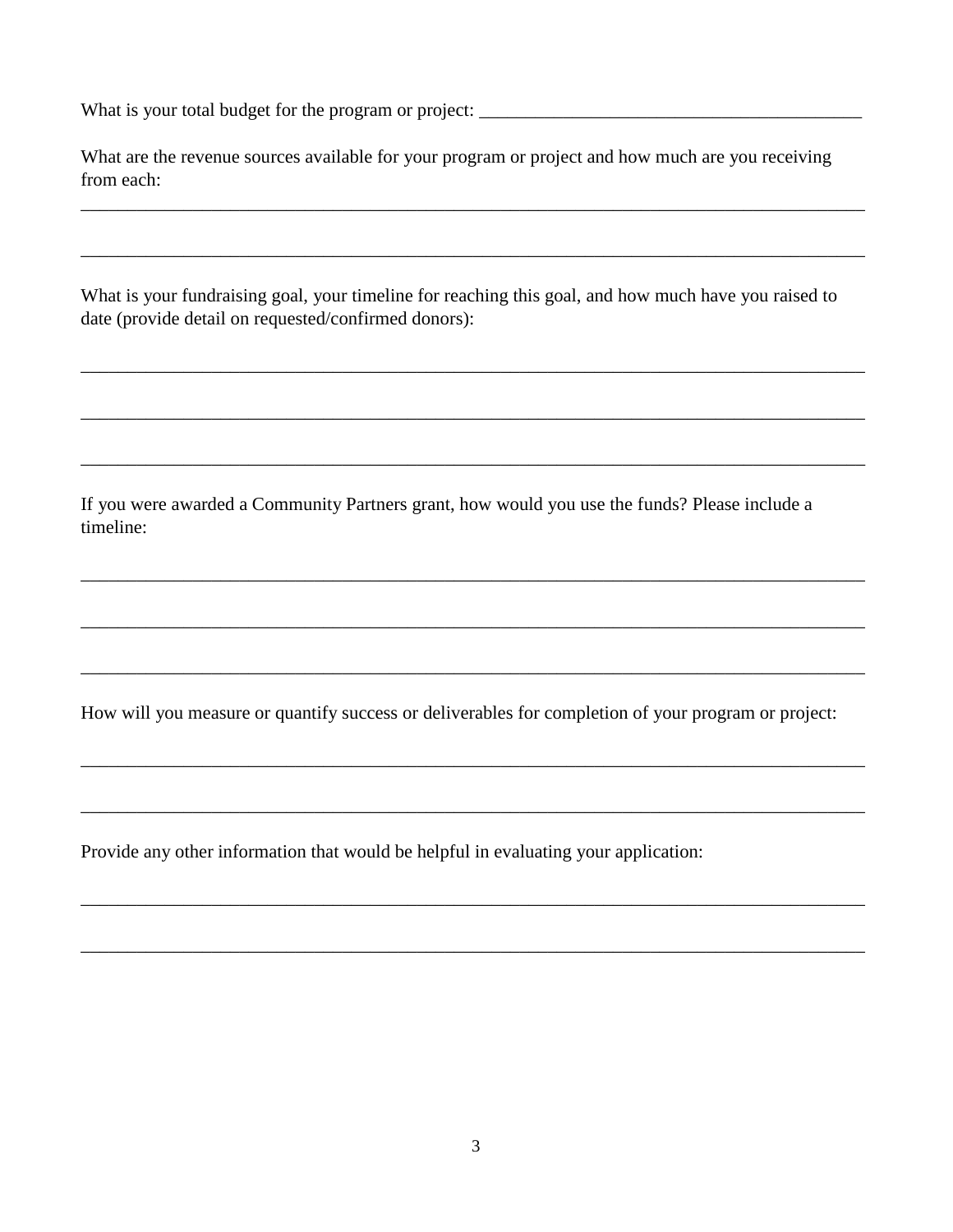What is your total budget for the program or project: ________________________________________

What are the revenue sources available for your program or project and how much are you receiving from each:

________________________________________________________________________________

________________________________________________________________________________

What is your fundraising goal, your timeline for reaching this goal, and how much have you raised to date (provide detail on requested/confirmed donors):

________________________________________________________________________________

________________________________________________________________________________

________________________________________________________________________________

If you were awarded a Community Partners grant, how would you use the funds? Please include a timeline:

________________________________________________________________________________

________________________________________________________________________________

________________________________________________________________________________

How will you measure or quantify success or deliverables for completion of your program or project:

________________________________________________________________________________

________________________________________________________________________________

Provide any other information that would be helpful in evaluating your application:

________________________________________________________________________________

________________________________________________________________________________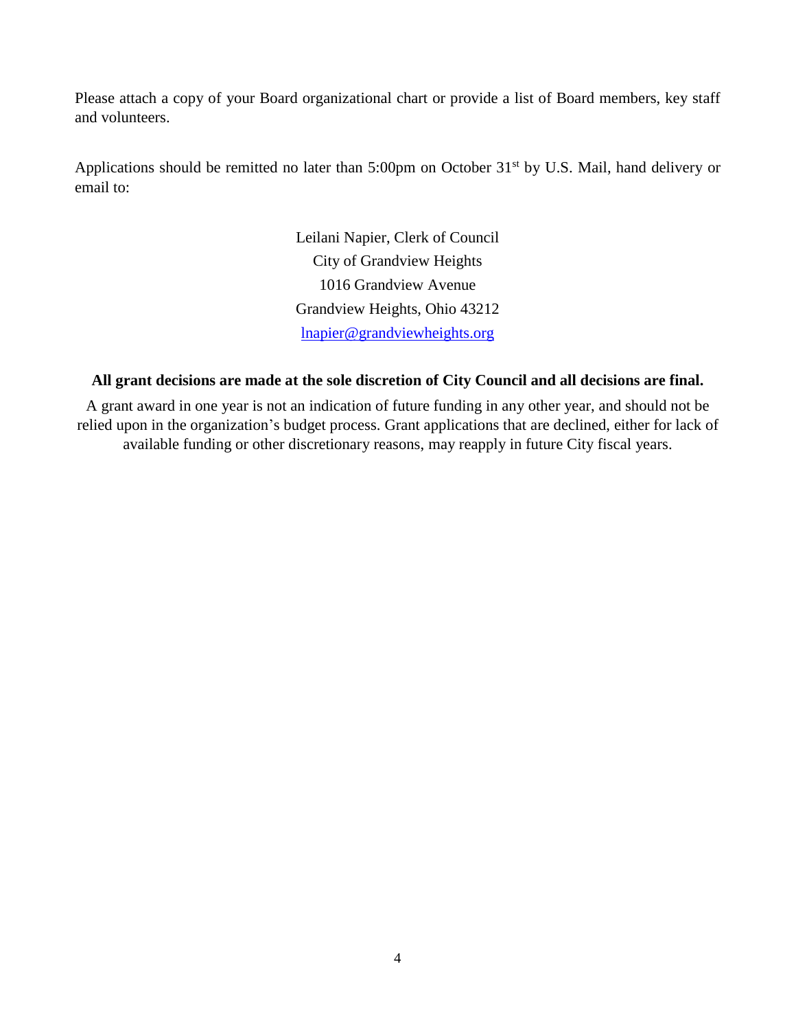Please attach a copy of your Board organizational chart or provide a list of Board members, key staff and volunteers.

Applications should be remitted no later than 5:00pm on October 31st by U.S. Mail, hand delivery or email to:

Leilani Napier, Clerk of Council  
City of Grandview Heights  
1016 Grandview Avenue  
Grandview Heights, Ohio 43212  
lnapier@grandviewheights.org

**All grant decisions are made at the sole discretion of City Council and all decisions are final.**

A grant award in one year is not an indication of future funding in any other year, and should not be relied upon in the organization's budget process. Grant applications that are declined, either for lack of available funding or other discretionary reasons, may reapply in future City fiscal years.